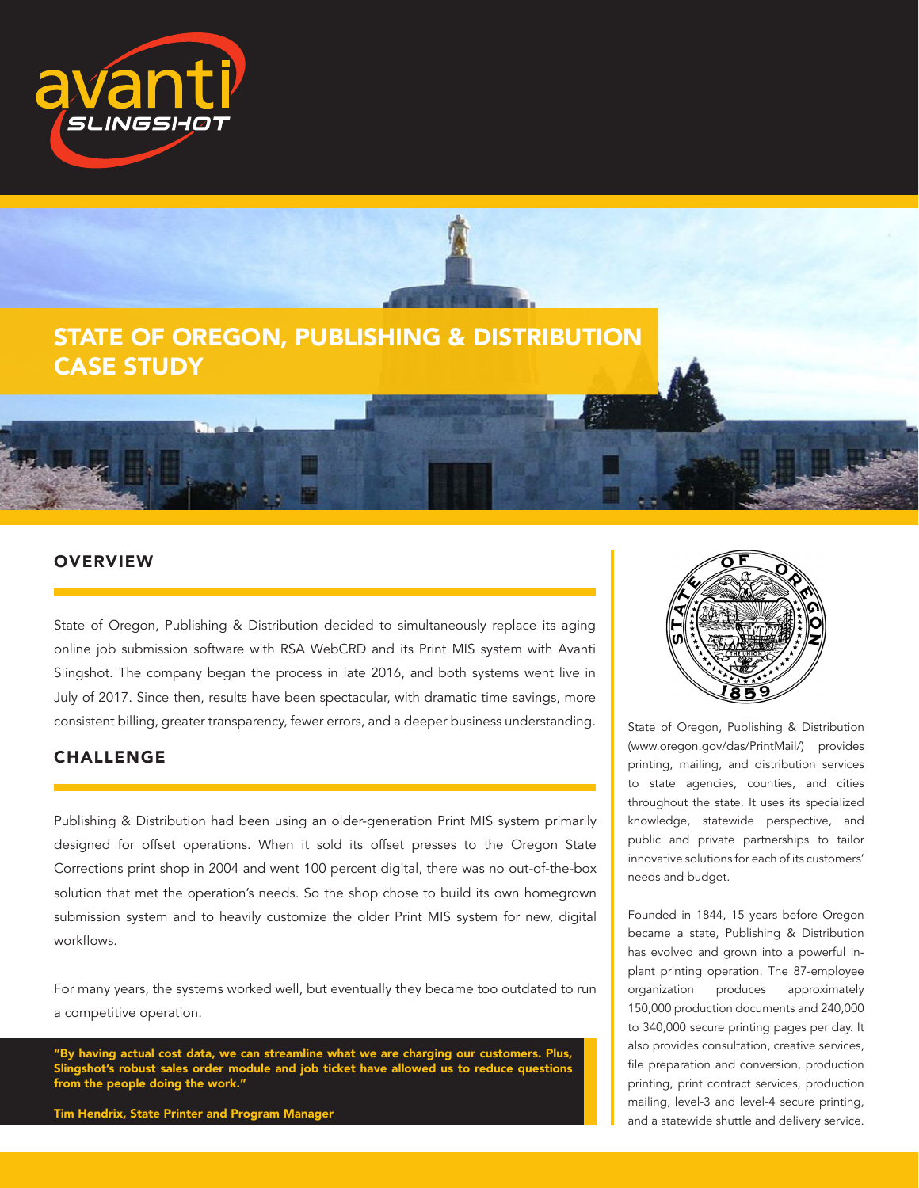# STATE OF OREGON, PUBLISHING & DISTRIBUTION CASE STUDY

## OVERVIEW

State of Oregon, Publishing & Distribution decided to simultaneously replace its aging online job submission software with RSA WebCRD and its Print MIS system with Avanti Slingshot. The company began the process in late 2016, and both systems went live in July of 2017. Since then, results have been spectacular, with dramatic time savings, more consistent billing, greater transparency, fewer errors, and a deeper business understanding.

## CHALLENGE

Publishing & Distribution had been using an older-generation Print MIS system primarily designed for offset operations. When it sold its offset presses to the Oregon State Corrections print shop in 2004 and went 100 percent digital, there was no out-of-the-box solution that met the operation's needs. So the shop chose to build its own homegrown submission system and to heavily customize the older Print MIS system for new, digital workflows.

For many years, the systems worked well, but eventually they became too outdated to run a competitive operation.

> **"By having actual cost data, we can streamline what we are charging our customers. Plus, Slingshot's robust sales order module and job ticket have allowed us to reduce questions from the people doing the work."**
>
> **Tim Hendrix, State Printer and Program Manager**

State of Oregon, Publishing & Distribution (www.oregon.gov/das/PrintMail/) provides printing, mailing, and distribution services to state agencies, counties, and cities throughout the state. It uses its specialized knowledge, statewide perspective, and public and private partnerships to tailor innovative solutions for each of its customers' needs and budget.

Founded in 1844, 15 years before Oregon became a state, Publishing & Distribution has evolved and grown into a powerful in-plant printing operation. The 87-employee organization produces approximately 150,000 production documents and 240,000 to 340,000 secure printing pages per day. It also provides consultation, creative services, file preparation and conversion, production printing, print contract services, production mailing, level-3 and level-4 secure printing, and a statewide shuttle and delivery service.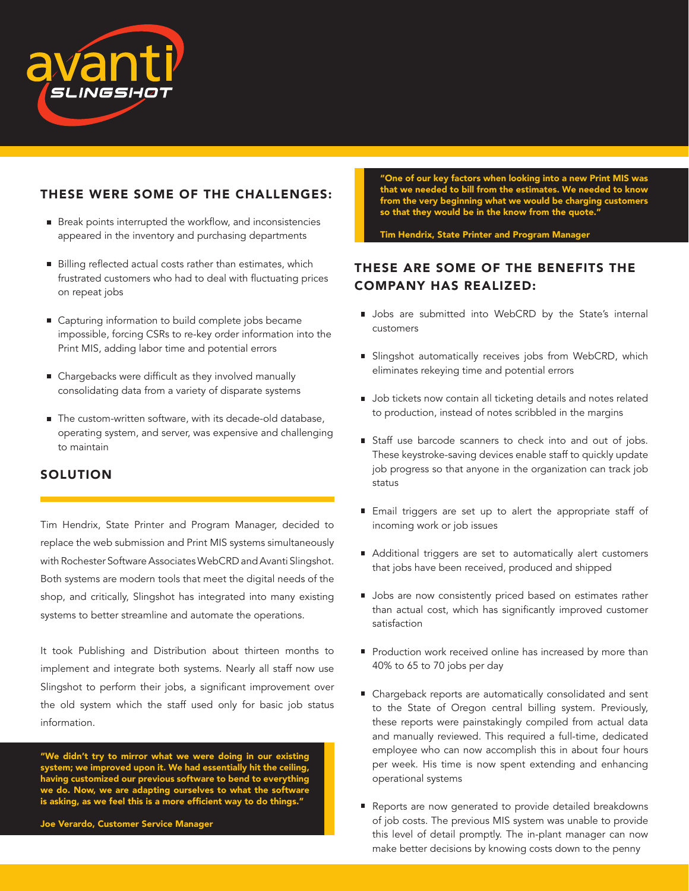## THESE WERE SOME OF THE CHALLENGES:

- Break points interrupted the workflow, and inconsistencies appeared in the inventory and purchasing departments
- Billing reflected actual costs rather than estimates, which frustrated customers who had to deal with fluctuating prices on repeat jobs
- Capturing information to build complete jobs became impossible, forcing CSRs to re-key order information into the Print MIS, adding labor time and potential errors
- Chargebacks were difficult as they involved manually consolidating data from a variety of disparate systems
- The custom-written software, with its decade-old database, operating system, and server, was expensive and challenging to maintain

## SOLUTION

Tim Hendrix, State Printer and Program Manager, decided to replace the web submission and Print MIS systems simultaneously with Rochester Software Associates WebCRD and Avanti Slingshot. Both systems are modern tools that meet the digital needs of the shop, and critically, Slingshot has integrated into many existing systems to better streamline and automate the operations.

It took Publishing and Distribution about thirteen months to implement and integrate both systems. Nearly all staff now use Slingshot to perform their jobs, a significant improvement over the old system which the staff used only for basic job status information.

> **"We didn't try to mirror what we were doing in our existing system; we improved upon it. We had essentially hit the ceiling, having customized our previous software to bend to everything we do. Now, we are adapting ourselves to what the software is asking, as we feel this is a more efficient way to do things."**
>
> **Joe Verardo, Customer Service Manager**

> **"One of our key factors when looking into a new Print MIS was that we needed to bill from the estimates. We needed to know from the very beginning what we would be charging customers so that they would be in the know from the quote."**
>
> **Tim Hendrix, State Printer and Program Manager**

## THESE ARE SOME OF THE BENEFITS THE COMPANY HAS REALIZED:

- Jobs are submitted into WebCRD by the State's internal customers
- Slingshot automatically receives jobs from WebCRD, which eliminates rekeying time and potential errors
- Job tickets now contain all ticketing details and notes related to production, instead of notes scribbled in the margins
- Staff use barcode scanners to check into and out of jobs. These keystroke-saving devices enable staff to quickly update job progress so that anyone in the organization can track job status
- Email triggers are set up to alert the appropriate staff of incoming work or job issues
- Additional triggers are set to automatically alert customers that jobs have been received, produced and shipped
- Jobs are now consistently priced based on estimates rather than actual cost, which has significantly improved customer satisfaction
- Production work received online has increased by more than 40% to 65 to 70 jobs per day
- Chargeback reports are automatically consolidated and sent to the State of Oregon central billing system. Previously, these reports were painstakingly compiled from actual data and manually reviewed. This required a full-time, dedicated employee who can now accomplish this in about four hours per week. His time is now spent extending and enhancing operational systems
- Reports are now generated to provide detailed breakdowns of job costs. The previous MIS system was unable to provide this level of detail promptly. The in-plant manager can now make better decisions by knowing costs down to the penny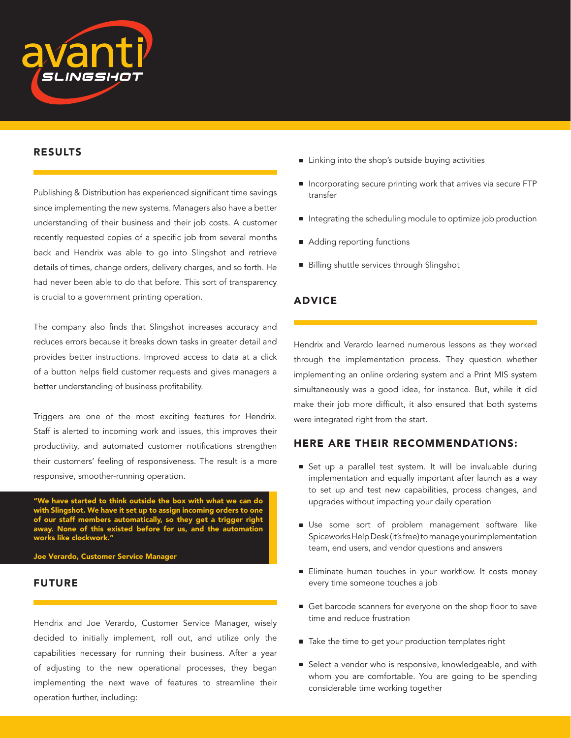## RESULTS

Publishing & Distribution has experienced significant time savings since implementing the new systems. Managers also have a better understanding of their business and their job costs. A customer recently requested copies of a specific job from several months back and Hendrix was able to go into Slingshot and retrieve details of times, change orders, delivery charges, and so forth. He had never been able to do that before. This sort of transparency is crucial to a government printing operation.

The company also finds that Slingshot increases accuracy and reduces errors because it breaks down tasks in greater detail and provides better instructions. Improved access to data at a click of a button helps field customer requests and gives managers a better understanding of business profitability.

Triggers are one of the most exciting features for Hendrix. Staff is alerted to incoming work and issues, this improves their productivity, and automated customer notifications strengthen their customers' feeling of responsiveness. The result is a more responsive, smoother-running operation.

> **"We have started to think outside the box with what we can do with Slingshot. We have it set up to assign incoming orders to one of our staff members automatically, so they get a trigger right away. None of this existed before for us, and the automation works like clockwork."**
>
> **Joe Verardo, Customer Service Manager**

## FUTURE

Hendrix and Joe Verardo, Customer Service Manager, wisely decided to initially implement, roll out, and utilize only the capabilities necessary for running their business. After a year of adjusting to the new operational processes, they began implementing the next wave of features to streamline their operation further, including:

- Linking into the shop's outside buying activities
- Incorporating secure printing work that arrives via secure FTP transfer
- Integrating the scheduling module to optimize job production
- Adding reporting functions
- Billing shuttle services through Slingshot

## ADVICE

Hendrix and Verardo learned numerous lessons as they worked through the implementation process. They question whether implementing an online ordering system and a Print MIS system simultaneously was a good idea, for instance. But, while it did make their job more difficult, it also ensured that both systems were integrated right from the start.

### HERE ARE THEIR RECOMMENDATIONS:

- Set up a parallel test system. It will be invaluable during implementation and equally important after launch as a way to set up and test new capabilities, process changes, and upgrades without impacting your daily operation
- Use some sort of problem management software like Spiceworks Help Desk (it's free) to manage your implementation team, end users, and vendor questions and answers
- Eliminate human touches in your workflow. It costs money every time someone touches a job
- Get barcode scanners for everyone on the shop floor to save time and reduce frustration
- Take the time to get your production templates right
- Select a vendor who is responsive, knowledgeable, and with whom you are comfortable. You are going to be spending considerable time working together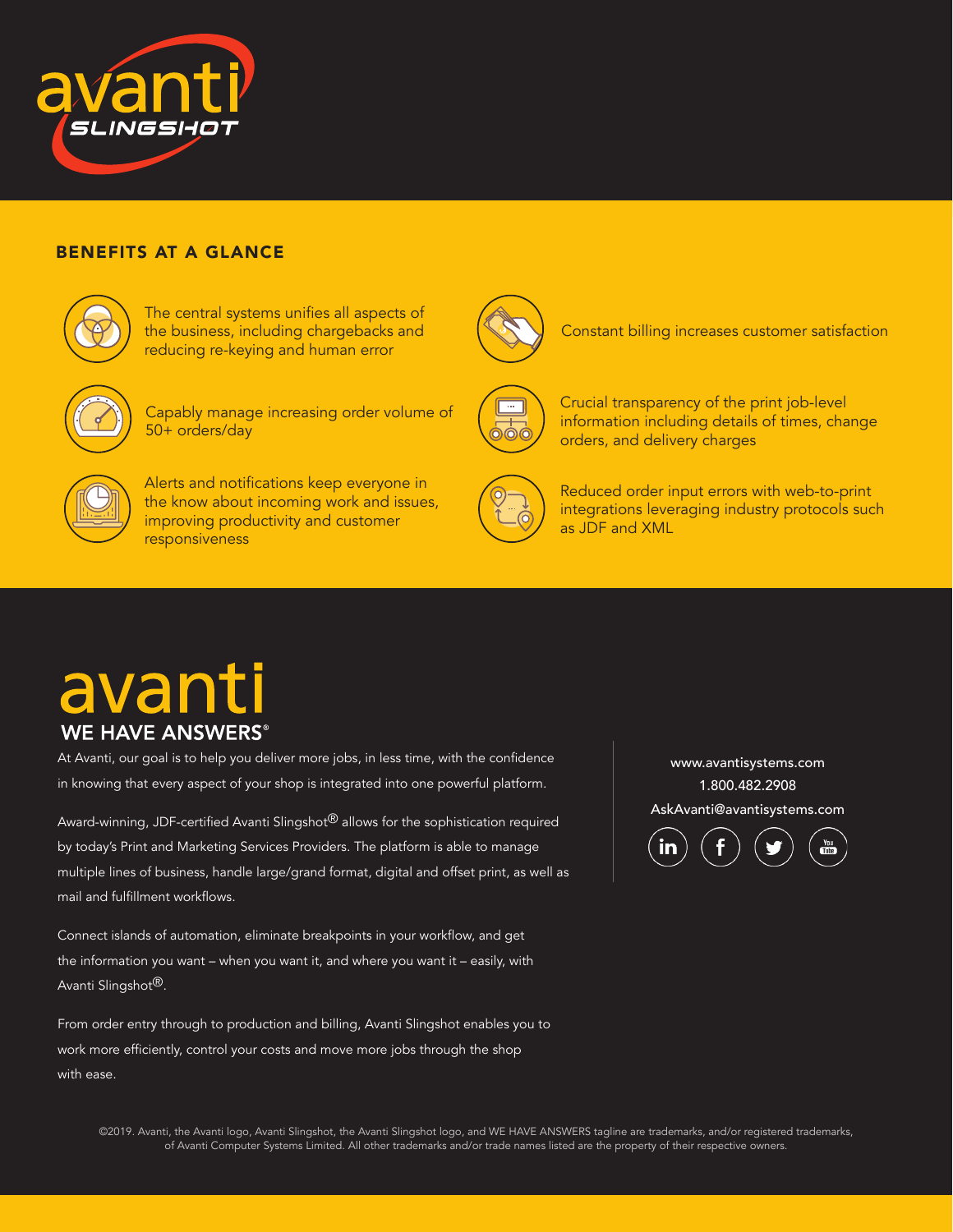avanti
SLINGSHOT

## BENEFITS AT A GLANCE

- The central systems unifies all aspects of the business, including chargebacks and reducing re-keying and human error
- Constant billing increases customer satisfaction
- Capably manage increasing order volume of 50+ orders/day
- Crucial transparency of the print job-level information including details of times, change orders, and delivery charges
- Alerts and notifications keep everyone in the know about incoming work and issues, improving productivity and customer responsiveness
- Reduced order input errors with web-to-print integrations leveraging industry protocols such as JDF and XML

# avanti

**WE HAVE ANSWERS®**

At Avanti, our goal is to help you deliver more jobs, in less time, with the confidence in knowing that every aspect of your shop is integrated into one powerful platform.

Award-winning, JDF-certified Avanti Slingshot® allows for the sophistication required by today's Print and Marketing Services Providers. The platform is able to manage multiple lines of business, handle large/grand format, digital and offset print, as well as mail and fulfillment workflows.

Connect islands of automation, eliminate breakpoints in your workflow, and get the information you want – when you want it, and where you want it – easily, with Avanti Slingshot®.

From order entry through to production and billing, Avanti Slingshot enables you to work more efficiently, control your costs and move more jobs through the shop with ease.

www.avantisystems.com
1.800.482.2908
AskAvanti@avantisystems.com

©2019. Avanti, the Avanti logo, Avanti Slingshot, the Avanti Slingshot logo, and WE HAVE ANSWERS tagline are trademarks, and/or registered trademarks, of Avanti Computer Systems Limited. All other trademarks and/or trade names listed are the property of their respective owners.